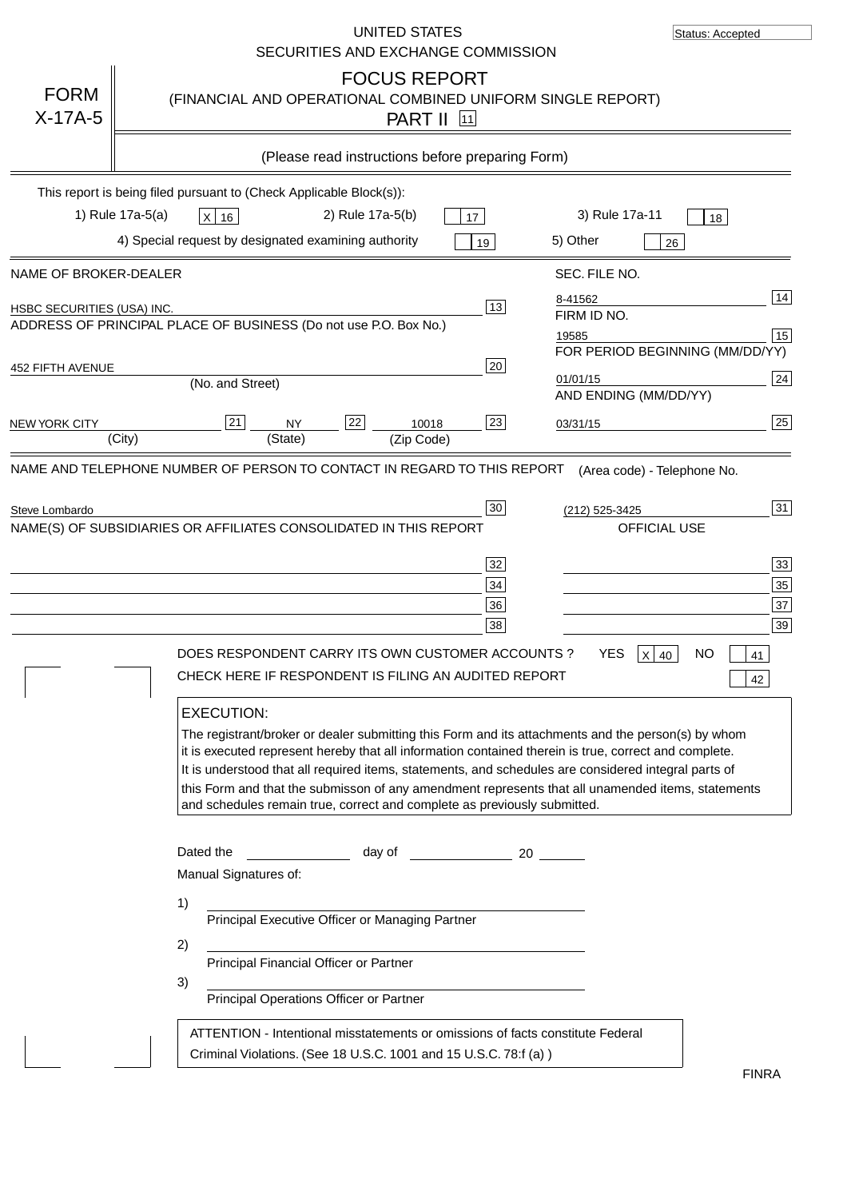UNITED STATES
SECURITIES AND EXCHANGE COMMISSION

Status: Accepted

# FORM X-17A-5

## FOCUS REPORT
(FINANCIAL AND OPERATIONAL COMBINED UNIFORM SINGLE REPORT)
PART II [11]

(Please read instructions before preparing Form)

This report is being filed pursuant to (Check Applicable Block(s)):

1) Rule 17a-5(a) [X] 16 &nbsp;&nbsp; 2) Rule 17a-5(b) [ ] 17 &nbsp;&nbsp; 3) Rule 17a-11 [ ] 18

4) Special request by designated examining authority [ ] 19 &nbsp;&nbsp; 5) Other [ ] 26

| NAME OF BROKER-DEALER | | SEC. FILE NO. | |
|---|---|---|---|
| HSBC SECURITIES (USA) INC. | 13 | 8-41562 | 14 |
| ADDRESS OF PRINCIPAL PLACE OF BUSINESS (Do not use P.O. Box No.) | | FIRM ID NO. | |
| | | 19585 | 15 |
| | | FOR PERIOD BEGINNING (MM/DD/YY) | |
| 452 FIFTH AVENUE (No. and Street) | 20 | 01/01/15 | 24 |
| | | AND ENDING (MM/DD/YY) | |
| NEW YORK CITY (City) [21] NY (State) [22] 10018 (Zip Code) | 23 | 03/31/15 | 25 |

| NAME AND TELEPHONE NUMBER OF PERSON TO CONTACT IN REGARD TO THIS REPORT | | (Area code) - Telephone No. | |
|---|---|---|---|
| Steve Lombardo | 30 | (212) 525-3425 | 31 |
| NAME(S) OF SUBSIDIARIES OR AFFILIATES CONSOLIDATED IN THIS REPORT | | OFFICIAL USE | |
| | 32 | | 33 |
| | 34 | | 35 |
| | 36 | | 37 |
| | 38 | | 39 |

DOES RESPONDENT CARRY ITS OWN CUSTOMER ACCOUNTS ? YES [X] 40 NO [ ] 41

CHECK HERE IF RESPONDENT IS FILING AN AUDITED REPORT [ ] 42

**EXECUTION:**

The registrant/broker or dealer submitting this Form and its attachments and the person(s) by whom it is executed represent hereby that all information contained therein is true, correct and complete. It is understood that all required items, statements, and schedules are considered integral parts of this Form and that the submisson of any amendment represents that all unamended items, statements and schedules remain true, correct and complete as previously submitted.

Dated the ____________ day of ____________ 20 ______

Manual Signatures of:

1) ______________________________
Principal Executive Officer or Managing Partner

2) ______________________________
Principal Financial Officer or Partner

3) ______________________________
Principal Operations Officer or Partner

ATTENTION - Intentional misstatements or omissions of facts constitute Federal Criminal Violations. (See 18 U.S.C. 1001 and 15 U.S.C. 78:f (a) )

FINRA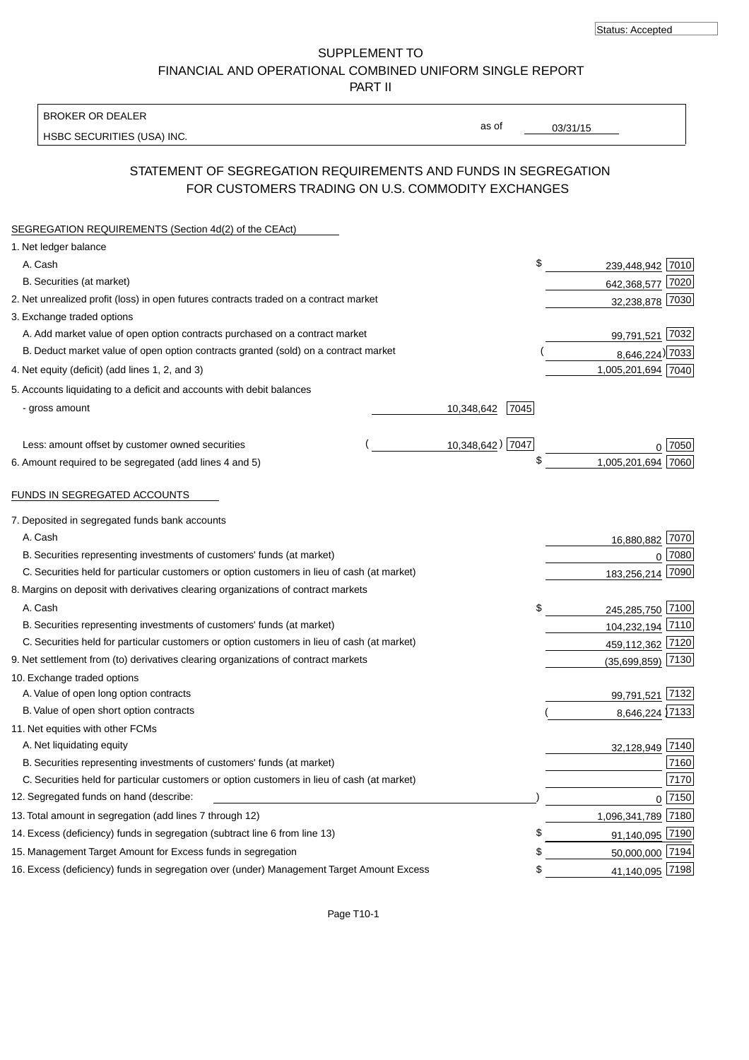Status: Accepted

# SUPPLEMENT TO
# FINANCIAL AND OPERATIONAL COMBINED UNIFORM SINGLE REPORT
# PART II

BROKER OR DEALER

HSBC SECURITIES (USA) INC.

as of 03/31/15

## STATEMENT OF SEGREGATION REQUIREMENTS AND FUNDS IN SEGREGATION FOR CUSTOMERS TRADING ON U.S. COMMODITY EXCHANGES

SEGREGATION REQUIREMENTS (Section 4d(2) of the CEAct)

| Item | | | Amount | Code |
|---|---|---|---|---|
| 1. Net ledger balance | | | | |
| A. Cash | | | $ 239,448,942 | 7010 |
| B. Securities (at market) | | | 642,368,577 | 7020 |
| 2. Net unrealized profit (loss) in open futures contracts traded on a contract market | | | 32,238,878 | 7030 |
| 3. Exchange traded options | | | | |
| A. Add market value of open option contracts purchased on a contract market | | | 99,791,521 | 7032 |
| B. Deduct market value of open option contracts granted (sold) on a contract market | | | (8,646,224) | 7033 |
| 4. Net equity (deficit) (add lines 1, 2, and 3) | | | 1,005,201,694 | 7040 |
| 5. Accounts liquidating to a deficit and accounts with debit balances | | | | |
| - gross amount | 10,348,642 | 7045 | | |
| Less: amount offset by customer owned securities | (10,348,642) | 7047 | 0 | 7050 |
| 6. Amount required to be segregated (add lines 4 and 5) | | | $ 1,005,201,694 | 7060 |

FUNDS IN SEGREGATED ACCOUNTS

| Item | Amount | Code |
|---|---|---|
| 7. Deposited in segregated funds bank accounts | | |
| A. Cash | 16,880,882 | 7070 |
| B. Securities representing investments of customers' funds (at market) | 0 | 7080 |
| C. Securities held for particular customers or option customers in lieu of cash (at market) | 183,256,214 | 7090 |
| 8. Margins on deposit with derivatives clearing organizations of contract markets | | |
| A. Cash | $ 245,285,750 | 7100 |
| B. Securities representing investments of customers' funds (at market) | 104,232,194 | 7110 |
| C. Securities held for particular customers or option customers in lieu of cash (at market) | 459,112,362 | 7120 |
| 9. Net settlement from (to) derivatives clearing organizations of contract markets | (35,699,859) | 7130 |
| 10. Exchange traded options | | |
| A. Value of open long option contracts | 99,791,521 | 7132 |
| B. Value of open short option contracts | (8,646,224) | 7133 |
| 11. Net equities with other FCMs | | |
| A. Net liquidating equity | 32,128,949 | 7140 |
| B. Securities representing investments of customers' funds (at market) | | 7160 |
| C. Securities held for particular customers or option customers in lieu of cash (at market) | | 7170 |
| 12. Segregated funds on hand (describe: ) | 0 | 7150 |
| 13. Total amount in segregation (add lines 7 through 12) | 1,096,341,789 | 7180 |
| 14. Excess (deficiency) funds in segregation (subtract line 6 from line 13) | $ 91,140,095 | 7190 |
| 15. Management Target Amount for Excess funds in segregation | $ 50,000,000 | 7194 |
| 16. Excess (deficiency) funds in segregation over (under) Management Target Amount Excess | $ 41,140,095 | 7198 |

Page T10-1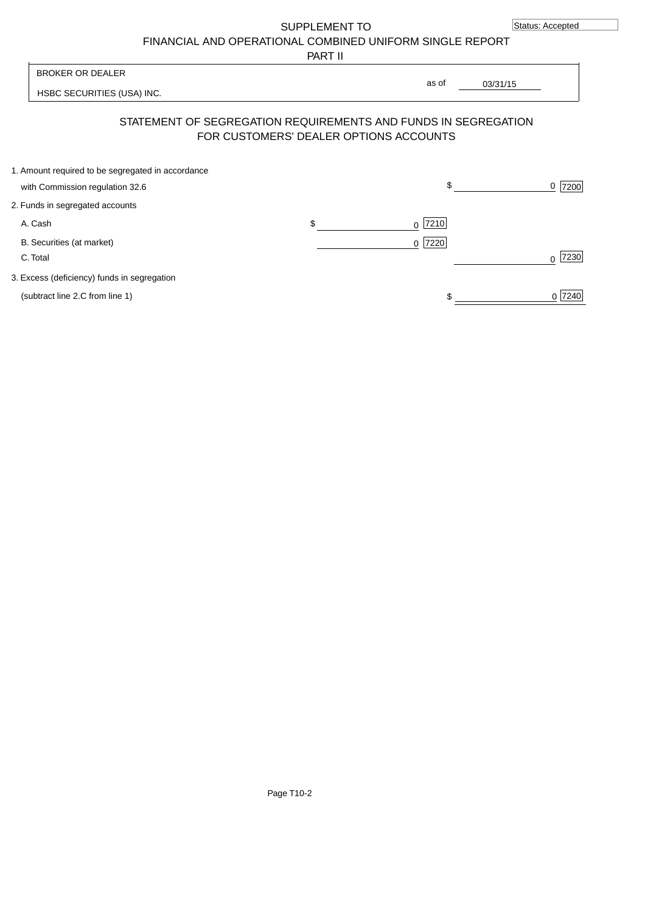Status: Accepted

SUPPLEMENT TO
FINANCIAL AND OPERATIONAL COMBINED UNIFORM SINGLE REPORT
PART II

| BROKER OR DEALER | |
|---|---|
| HSBC SECURITIES (USA) INC. | as of 03/31/15 |

## STATEMENT OF SEGREGATION REQUIREMENTS AND FUNDS IN SEGREGATION FOR CUSTOMERS' DEALER OPTIONS ACCOUNTS

| | | |
|---|---|---|
| 1. Amount required to be segregated in accordance with Commission regulation 32.6 | | $ 0 [7200] |
| 2. Funds in segregated accounts | | |
| A. Cash | $ 0 [7210] | |
| B. Securities (at market) | 0 [7220] | |
| C. Total | | 0 [7230] |
| 3. Excess (deficiency) funds in segregation (subtract line 2.C from line 1) | | $ 0 [7240] |

Page T10-2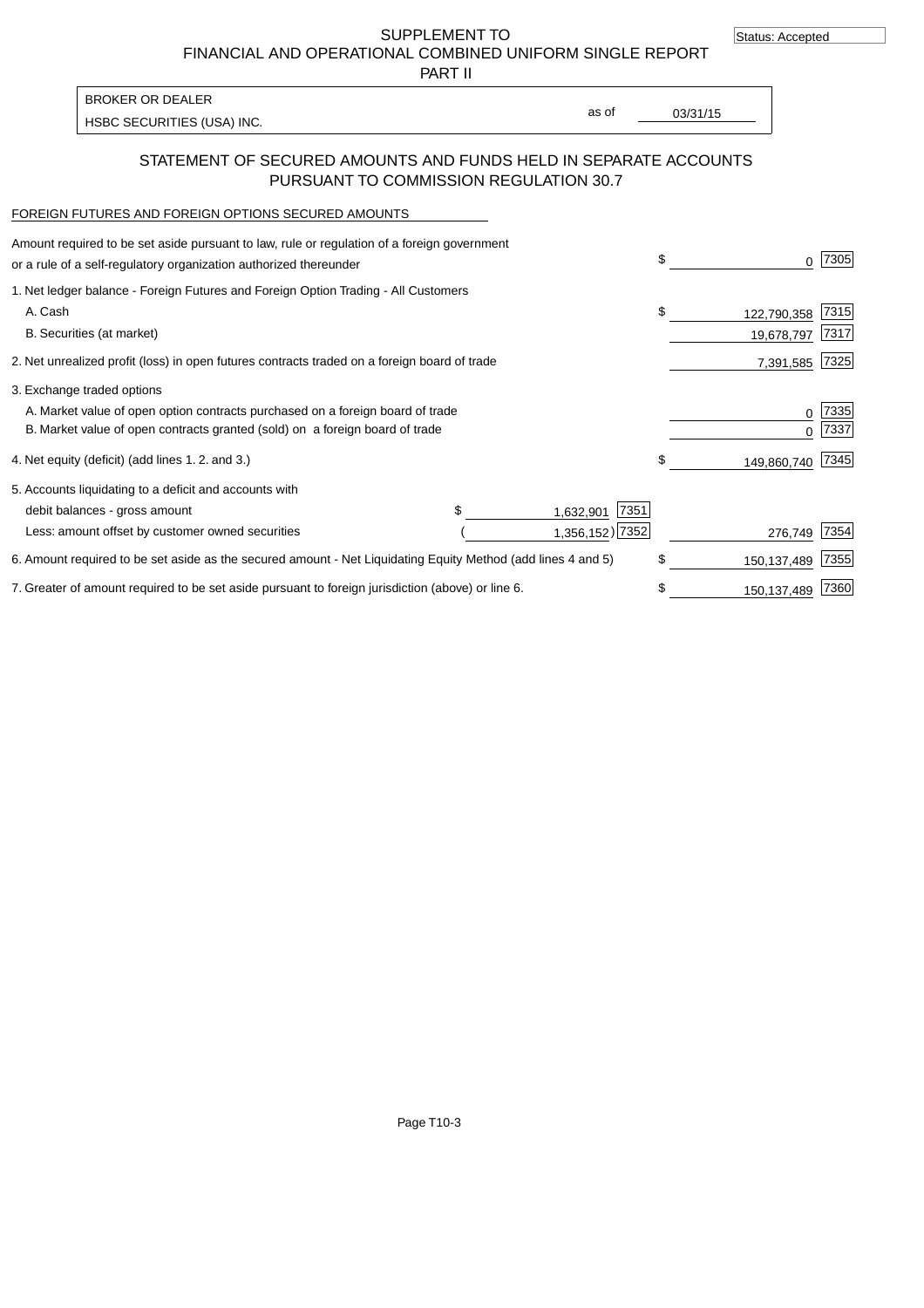Status: Accepted

# SUPPLEMENT TO FINANCIAL AND OPERATIONAL COMBINED UNIFORM SINGLE REPORT PART II

BROKER OR DEALER

HSBC SECURITIES (USA) INC.

as of 03/31/15

## STATEMENT OF SECURED AMOUNTS AND FUNDS HELD IN SEPARATE ACCOUNTS PURSUANT TO COMMISSION REGULATION 30.7

FOREIGN FUTURES AND FOREIGN OPTIONS SECURED AMOUNTS

| Item | | | | Amount | Code |
|---|---|---|---|---|---|
| Amount required to be set aside pursuant to law, rule or regulation of a foreign government or a rule of a self-regulatory organization authorized thereunder | | | | $ 0 | 7305 |
| 1. Net ledger balance - Foreign Futures and Foreign Option Trading - All Customers | | | | | |
| A. Cash | | | | $ 122,790,358 | 7315 |
| B. Securities (at market) | | | | 19,678,797 | 7317 |
| 2. Net unrealized profit (loss) in open futures contracts traded on a foreign board of trade | | | | 7,391,585 | 7325 |
| 3. Exchange traded options | | | | | |
| A. Market value of open option contracts purchased on a foreign board of trade | | | | 0 | 7335 |
| B. Market value of open contracts granted (sold) on a foreign board of trade | | | | 0 | 7337 |
| 4. Net equity (deficit) (add lines 1. 2. and 3.) | | | | $ 149,860,740 | 7345 |
| 5. Accounts liquidating to a deficit and accounts with | | | | | |
| debit balances - gross amount | $ 1,632,901 | 7351 | | | |
| Less: amount offset by customer owned securities | ( 1,356,152) | 7352 | | 276,749 | 7354 |
| 6. Amount required to be set aside as the secured amount - Net Liquidating Equity Method (add lines 4 and 5) | | | | $ 150,137,489 | 7355 |
| 7. Greater of amount required to be set aside pursuant to foreign jurisdiction (above) or line 6. | | | | $ 150,137,489 | 7360 |

Page T10-3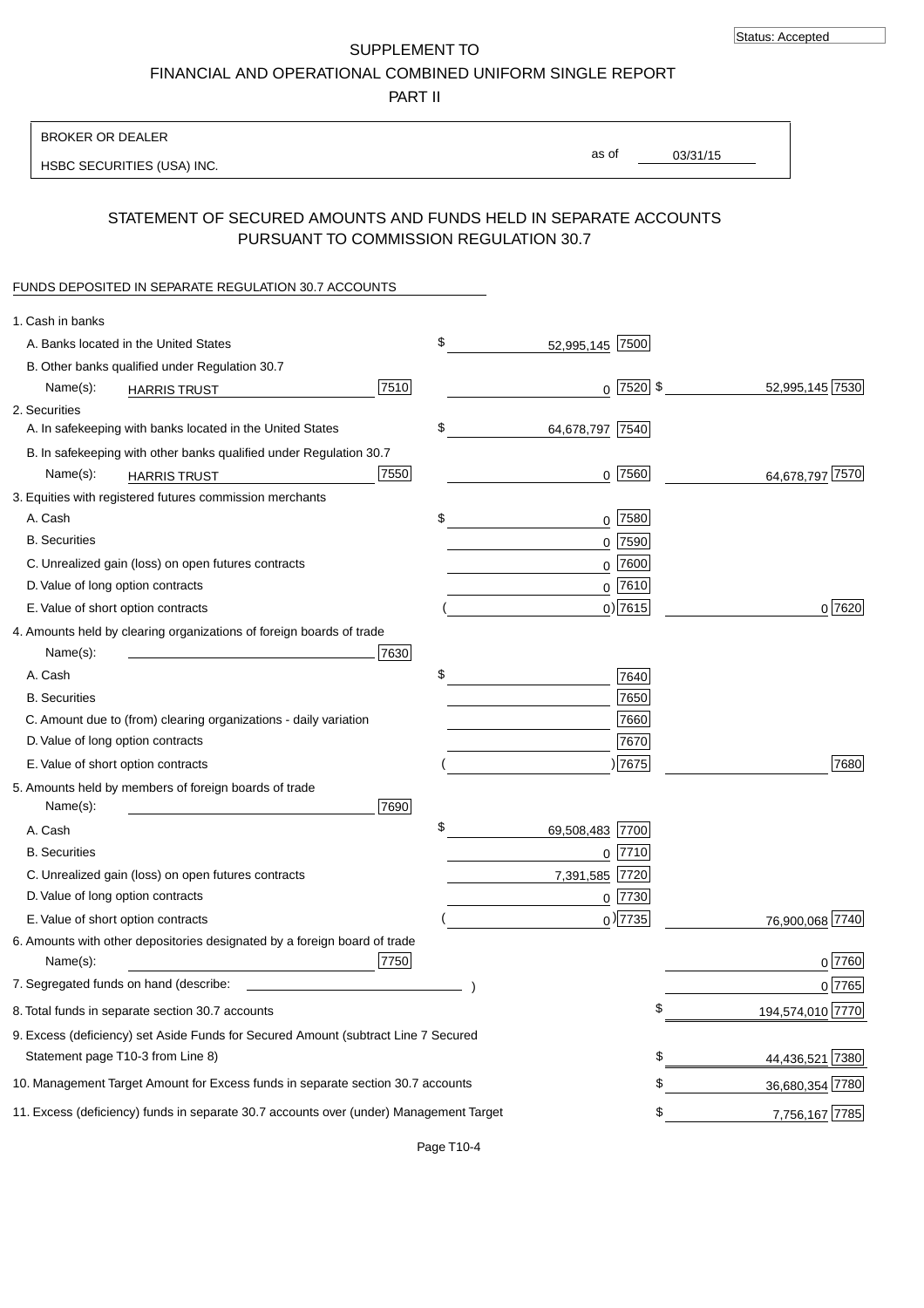Status: Accepted

SUPPLEMENT TO

FINANCIAL AND OPERATIONAL COMBINED UNIFORM SINGLE REPORT

PART II

BROKER OR DEALER

HSBC SECURITIES (USA) INC.

as of 03/31/15

## STATEMENT OF SECURED AMOUNTS AND FUNDS HELD IN SEPARATE ACCOUNTS PURSUANT TO COMMISSION REGULATION 30.7

FUNDS DEPOSITED IN SEPARATE REGULATION 30.7 ACCOUNTS

| Item | | | | | |
|---|---|---|---|---|---|
| 1. Cash in banks | | | | | |
| A. Banks located in the United States | | $ 52,995,145 | 7500 | | |
| B. Other banks qualified under Regulation 30.7 Name(s): HARRIS TRUST | 7510 | 0 | 7520 | $ 52,995,145 | 7530 |
| 2. Securities | | | | | |
| A. In safekeeping with banks located in the United States | | $ 64,678,797 | 7540 | | |
| B. In safekeeping with other banks qualified under Regulation 30.7 Name(s): HARRIS TRUST | 7550 | 0 | 7560 | 64,678,797 | 7570 |
| 3. Equities with registered futures commission merchants | | | | | |
| A. Cash | | $ 0 | 7580 | | |
| B. Securities | | 0 | 7590 | | |
| C. Unrealized gain (loss) on open futures contracts | | 0 | 7600 | | |
| D. Value of long option contracts | | 0 | 7610 | | |
| E. Value of short option contracts | | ( 0) | 7615 | 0 | 7620 |
| 4. Amounts held by clearing organizations of foreign boards of trade Name(s): | 7630 | | | | |
| A. Cash | | $ | 7640 | | |
| B. Securities | | | 7650 | | |
| C. Amount due to (from) clearing organizations - daily variation | | | 7660 | | |
| D. Value of long option contracts | | | 7670 | | |
| E. Value of short option contracts | | ( ) | 7675 | | 7680 |
| 5. Amounts held by members of foreign boards of trade Name(s): | 7690 | | | | |
| A. Cash | | $ 69,508,483 | 7700 | | |
| B. Securities | | 0 | 7710 | | |
| C. Unrealized gain (loss) on open futures contracts | | 7,391,585 | 7720 | | |
| D. Value of long option contracts | | 0 | 7730 | | |
| E. Value of short option contracts | | ( 0) | 7735 | 76,900,068 | 7740 |
| 6. Amounts with other depositories designated by a foreign board of trade Name(s): | 7750 | | | 0 | 7760 |
| 7. Segregated funds on hand (describe: ) | | | | 0 | 7765 |
| 8. Total funds in separate section 30.7 accounts | | | | $ 194,574,010 | 7770 |
| 9. Excess (deficiency) set Aside Funds for Secured Amount (subtract Line 7 Secured Statement page T10-3 from Line 8) | | | | $ 44,436,521 | 7380 |
| 10. Management Target Amount for Excess funds in separate section 30.7 accounts | | | | $ 36,680,354 | 7780 |
| 11. Excess (deficiency) funds in separate 30.7 accounts over (under) Management Target | | | | $ 7,756,167 | 7785 |

Page T10-4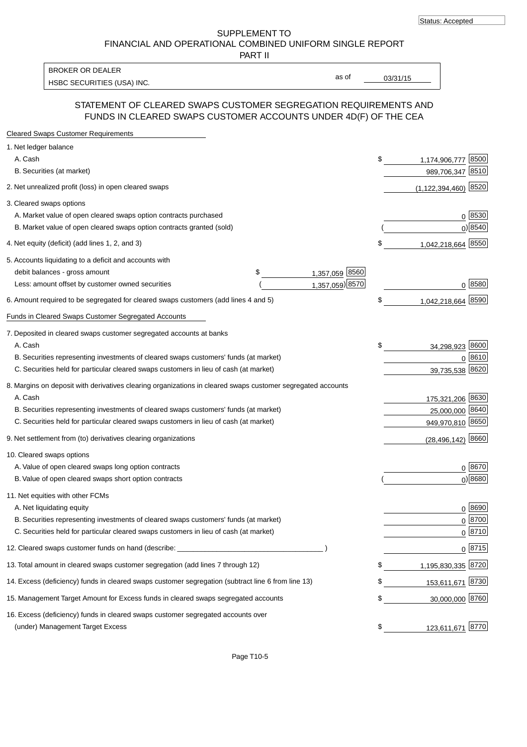Status: Accepted

SUPPLEMENT TO
FINANCIAL AND OPERATIONAL COMBINED UNIFORM SINGLE REPORT
PART II

| BROKER OR DEALER | | |
|---|---|---|
| HSBC SECURITIES (USA) INC. | as of | 03/31/15 |

## STATEMENT OF CLEARED SWAPS CUSTOMER SEGREGATION REQUIREMENTS AND FUNDS IN CLEARED SWAPS CUSTOMER ACCOUNTS UNDER 4D(F) OF THE CEA

| Cleared Swaps Customer Requirements | | | | |
|---|---|---|---|---|
| 1. Net ledger balance | | | | |
| A. Cash | | | $ 1,174,906,777 | 8500 |
| B. Securities (at market) | | | 989,706,347 | 8510 |
| 2. Net unrealized profit (loss) in open cleared swaps | | | (1,122,394,460) | 8520 |
| 3. Cleared swaps options | | | | |
| A. Market value of open cleared swaps option contracts purchased | | | 0 | 8530 |
| B. Market value of open cleared swaps option contracts granted (sold) | | | ( 0) | 8540 |
| 4. Net equity (deficit) (add lines 1, 2, and 3) | | | $ 1,042,218,664 | 8550 |
| 5. Accounts liquidating to a deficit and accounts with debit balances - gross amount | $ 1,357,059 | 8560 | | |
| Less: amount offset by customer owned securities | ( 1,357,059) | 8570 | 0 | 8580 |
| 6. Amount required to be segregated for cleared swaps customers (add lines 4 and 5) | | | $ 1,042,218,664 | 8590 |
| **Funds in Cleared Swaps Customer Segregated Accounts** | | | | |
| 7. Deposited in cleared swaps customer segregated accounts at banks | | | | |
| A. Cash | | | $ 34,298,923 | 8600 |
| B. Securities representing investments of cleared swaps customers' funds (at market) | | | 0 | 8610 |
| C. Securities held for particular cleared swaps customers in lieu of cash (at market) | | | 39,735,538 | 8620 |
| 8. Margins on deposit with derivatives clearing organizations in cleared swaps customer segregated accounts | | | | |
| A. Cash | | | 175,321,206 | 8630 |
| B. Securities representing investments of cleared swaps customers' funds (at market) | | | 25,000,000 | 8640 |
| C. Securities held for particular cleared swaps customers in lieu of cash (at market) | | | 949,970,810 | 8650 |
| 9. Net settlement from (to) derivatives clearing organizations | | | (28,496,142) | 8660 |
| 10. Cleared swaps options | | | | |
| A. Value of open cleared swaps long option contracts | | | 0 | 8670 |
| B. Value of open cleared swaps short option contracts | | | ( 0) | 8680 |
| 11. Net equities with other FCMs | | | | |
| A. Net liquidating equity | | | 0 | 8690 |
| B. Securities representing investments of cleared swaps customers' funds (at market) | | | 0 | 8700 |
| C. Securities held for particular cleared swaps customers in lieu of cash (at market) | | | 0 | 8710 |
| 12. Cleared swaps customer funds on hand (describe: ______ ) | | | 0 | 8715 |
| 13. Total amount in cleared swaps customer segregation (add lines 7 through 12) | | | $ 1,195,830,335 | 8720 |
| 14. Excess (deficiency) funds in cleared swaps customer segregation (subtract line 6 from line 13) | | | $ 153,611,671 | 8730 |
| 15. Management Target Amount for Excess funds in cleared swaps segregated accounts | | | $ 30,000,000 | 8760 |
| 16. Excess (deficiency) funds in cleared swaps customer segregated accounts over (under) Management Target Excess | | | $ 123,611,671 | 8770 |

Page T10-5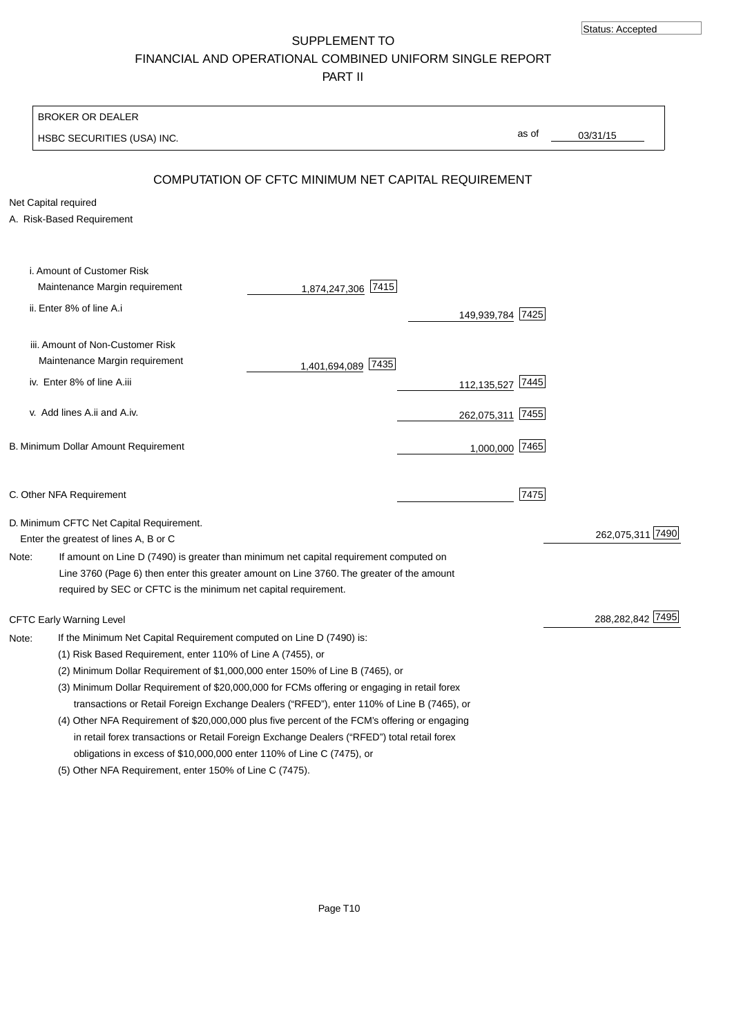Status: Accepted

# SUPPLEMENT TO
# FINANCIAL AND OPERATIONAL COMBINED UNIFORM SINGLE REPORT
# PART II

BROKER OR DEALER

HSBC SECURITIES (USA) INC. as of 03/31/15

## COMPUTATION OF CFTC MINIMUM NET CAPITAL REQUIREMENT

Net Capital required

A. Risk-Based Requirement

| | | | |
|---|---|---|---|
| i. Amount of Customer Risk Maintenance Margin requirement | 1,874,247,306 [7415] | | |
| ii. Enter 8% of line A.i | | 149,939,784 [7425] | |
| iii. Amount of Non-Customer Risk Maintenance Margin requirement | 1,401,694,089 [7435] | | |
| iv. Enter 8% of line A.iii | | 112,135,527 [7445] | |
| v. Add lines A.ii and A.iv. | | 262,075,311 [7455] | |
| B. Minimum Dollar Amount Requirement | | 1,000,000 [7465] | |
| C. Other NFA Requirement | | [7475] | |
| D. Minimum CFTC Net Capital Requirement. Enter the greatest of lines A, B or C | | | 262,075,311 [7490] |

Note: If amount on Line D (7490) is greater than minimum net capital requirement computed on Line 3760 (Page 6) then enter this greater amount on Line 3760. The greater of the amount required by SEC or CFTC is the minimum net capital requirement.

CFTC Early Warning Level 288,282,842 [7495]

Note: If the Minimum Net Capital Requirement computed on Line D (7490) is:

(1) Risk Based Requirement, enter 110% of Line A (7455), or

(2) Minimum Dollar Requirement of $1,000,000 enter 150% of Line B (7465), or

(3) Minimum Dollar Requirement of $20,000,000 for FCMs offering or engaging in retail forex transactions or Retail Foreign Exchange Dealers ("RFED"), enter 110% of Line B (7465), or

(4) Other NFA Requirement of $20,000,000 plus five percent of the FCM's offering or engaging in retail forex transactions or Retail Foreign Exchange Dealers ("RFED") total retail forex obligations in excess of $10,000,000 enter 110% of Line C (7475), or

(5) Other NFA Requirement, enter 150% of Line C (7475).